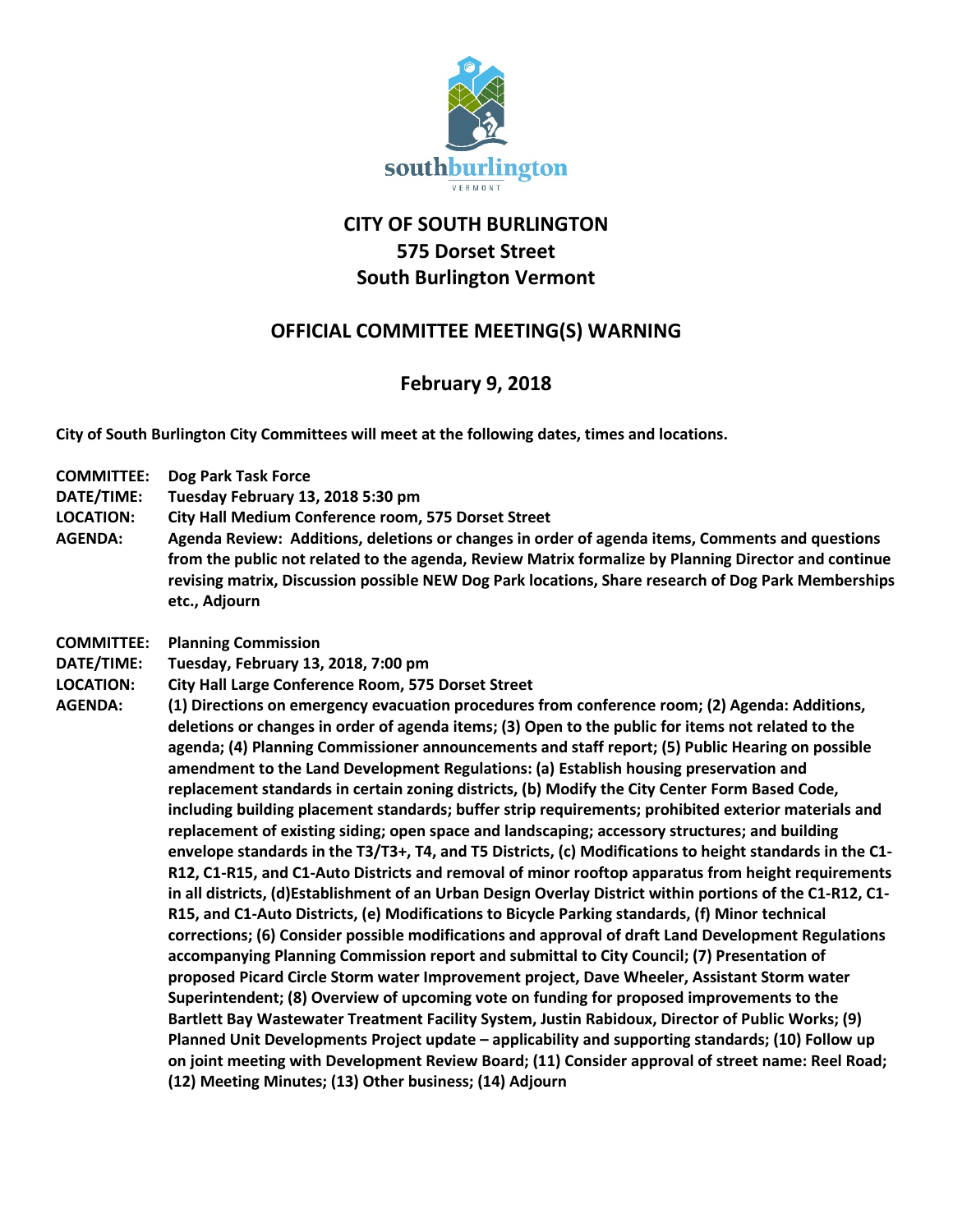# CITY OF SOUTH BURLINGTON
## 575 Dorset Street
## South Burlington Vermont

## OFFICIAL COMMITTEE MEETING(S) WARNING

## February 9, 2018

**City of South Burlington City Committees will meet at the following dates, times and locations.**

**COMMITTEE:** Dog Park Task Force
**DATE/TIME:** Tuesday February 13, 2018 5:30 pm
**LOCATION:** City Hall Medium Conference room, 575 Dorset Street
**AGENDA:** Agenda Review: Additions, deletions or changes in order of agenda items, Comments and questions from the public not related to the agenda, Review Matrix formalize by Planning Director and continue revising matrix, Discussion possible NEW Dog Park locations, Share research of Dog Park Memberships etc., Adjourn

**COMMITTEE:** Planning Commission
**DATE/TIME:** Tuesday, February 13, 2018, 7:00 pm
**LOCATION:** City Hall Large Conference Room, 575 Dorset Street
**AGENDA:** (1) Directions on emergency evacuation procedures from conference room; (2) Agenda: Additions, deletions or changes in order of agenda items; (3) Open to the public for items not related to the agenda; (4) Planning Commissioner announcements and staff report; (5) Public Hearing on possible amendment to the Land Development Regulations: (a) Establish housing preservation and replacement standards in certain zoning districts, (b) Modify the City Center Form Based Code, including building placement standards; buffer strip requirements; prohibited exterior materials and replacement of existing siding; open space and landscaping; accessory structures; and building envelope standards in the T3/T3+, T4, and T5 Districts, (c) Modifications to height standards in the C1-R12, C1-R15, and C1-Auto Districts and removal of minor rooftop apparatus from height requirements in all districts, (d)Establishment of an Urban Design Overlay District within portions of the C1-R12, C1-R15, and C1-Auto Districts, (e) Modifications to Bicycle Parking standards, (f) Minor technical corrections; (6) Consider possible modifications and approval of draft Land Development Regulations accompanying Planning Commission report and submittal to City Council; (7) Presentation of proposed Picard Circle Storm water Improvement project, Dave Wheeler, Assistant Storm water Superintendent; (8) Overview of upcoming vote on funding for proposed improvements to the Bartlett Bay Wastewater Treatment Facility System, Justin Rabidoux, Director of Public Works; (9) Planned Unit Developments Project update – applicability and supporting standards; (10) Follow up on joint meeting with Development Review Board; (11) Consider approval of street name: Reel Road; (12) Meeting Minutes; (13) Other business; (14) Adjourn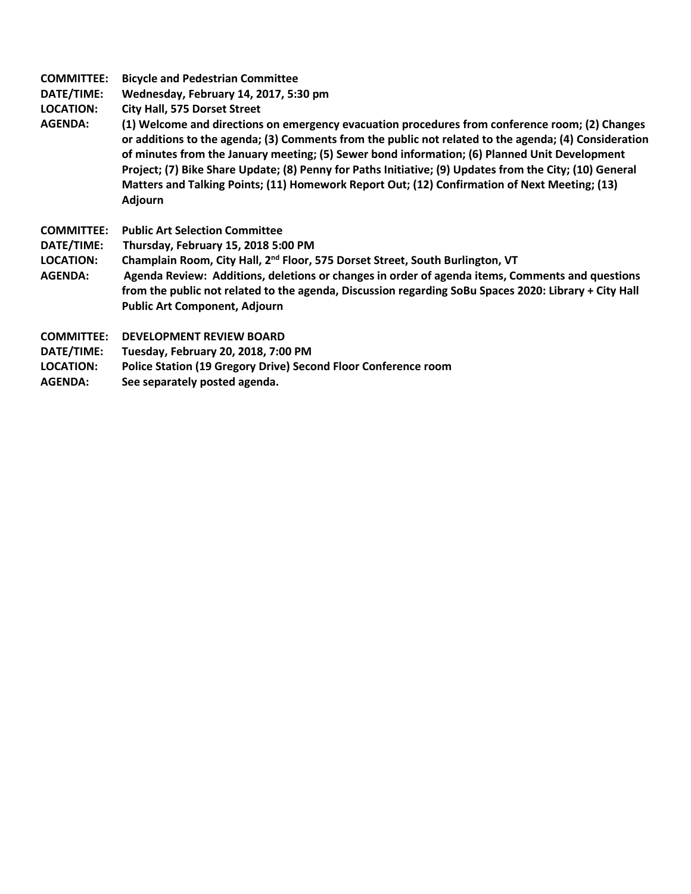**COMMITTEE:** **Bicycle and Pedestrian Committee**
**DATE/TIME:** **Wednesday, February 14, 2017, 5:30 pm**
**LOCATION:** **City Hall, 575 Dorset Street**
**AGENDA:** **(1) Welcome and directions on emergency evacuation procedures from conference room; (2) Changes or additions to the agenda; (3) Comments from the public not related to the agenda; (4) Consideration of minutes from the January meeting; (5) Sewer bond information; (6) Planned Unit Development Project; (7) Bike Share Update; (8) Penny for Paths Initiative; (9) Updates from the City; (10) General Matters and Talking Points; (11) Homework Report Out; (12) Confirmation of Next Meeting; (13) Adjourn**

**COMMITTEE:** **Public Art Selection Committee**
**DATE/TIME:** **Thursday, February 15, 2018 5:00 PM**
**LOCATION:** **Champlain Room, City Hall, 2nd Floor, 575 Dorset Street, South Burlington, VT**
**AGENDA:** **Agenda Review: Additions, deletions or changes in order of agenda items, Comments and questions from the public not related to the agenda, Discussion regarding SoBu Spaces 2020: Library + City Hall Public Art Component, Adjourn**

**COMMITTEE:** **DEVELOPMENT REVIEW BOARD**
**DATE/TIME:** **Tuesday, February 20, 2018, 7:00 PM**
**LOCATION:** **Police Station (19 Gregory Drive) Second Floor Conference room**
**AGENDA:** **See separately posted agenda.**